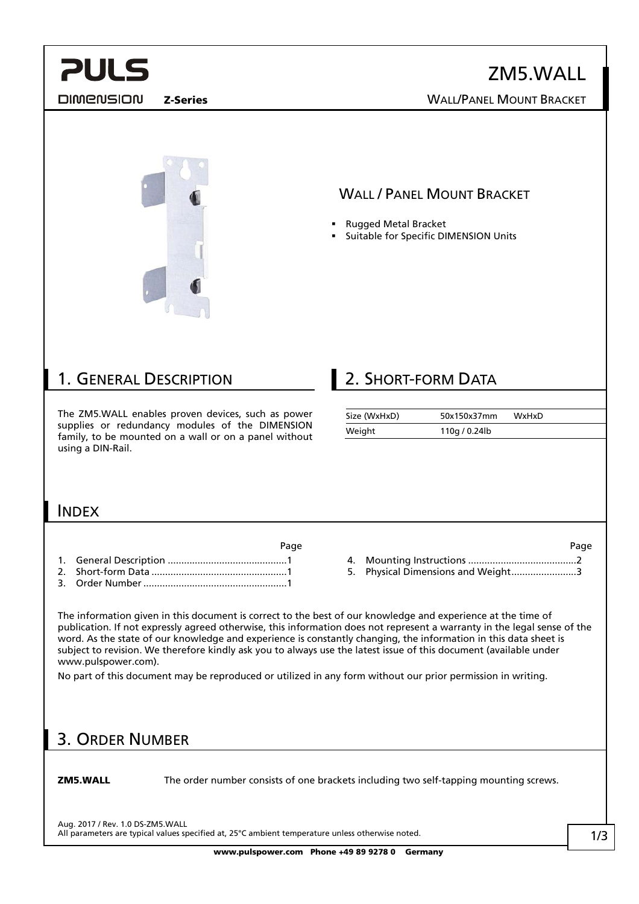# ZM5.WALL

DIMENSION Z-Series

WALL/PANEL MOUNT BRACKET

## WALL / PANEL MOUNT BRACKET

- Rugged Metal Bracket
- Suitable for Specific DIMENSION Units

## 1. GENERAL DESCRIPTION

The ZM5.WALL enables proven devices, such as power supplies or redundancy modules of the DIMENSION family, to be mounted on a wall or on a panel without using a DIN-Rail.

## 2. SHORT-FORM DATA

| | | |
|---|---|---|
| Size (WxHxD) | 50x150x37mm | WxHxD |
| Weight | 110g / 0.24lb | |

## INDEX

| | Page |
|---|---|
| 1. General Description | 1 |
| 2. Short-form Data | 1 |
| 3. Order Number | 1 |
| 4. Mounting Instructions | 2 |
| 5. Physical Dimensions and Weight | 3 |

The information given in this document is correct to the best of our knowledge and experience at the time of publication. If not expressly agreed otherwise, this information does not represent a warranty in the legal sense of the word. As the state of our knowledge and experience is constantly changing, the information in this data sheet is subject to revision. We therefore kindly ask you to always use the latest issue of this document (available under www.pulspower.com).

No part of this document may be reproduced or utilized in any form without our prior permission in writing.

## 3. ORDER NUMBER

**ZM5.WALL** The order number consists of one brackets including two self-tapping mounting screws.

Aug. 2017 / Rev. 1.0 DS-ZM5.WALL

All parameters are typical values specified at, 25°C ambient temperature unless otherwise noted.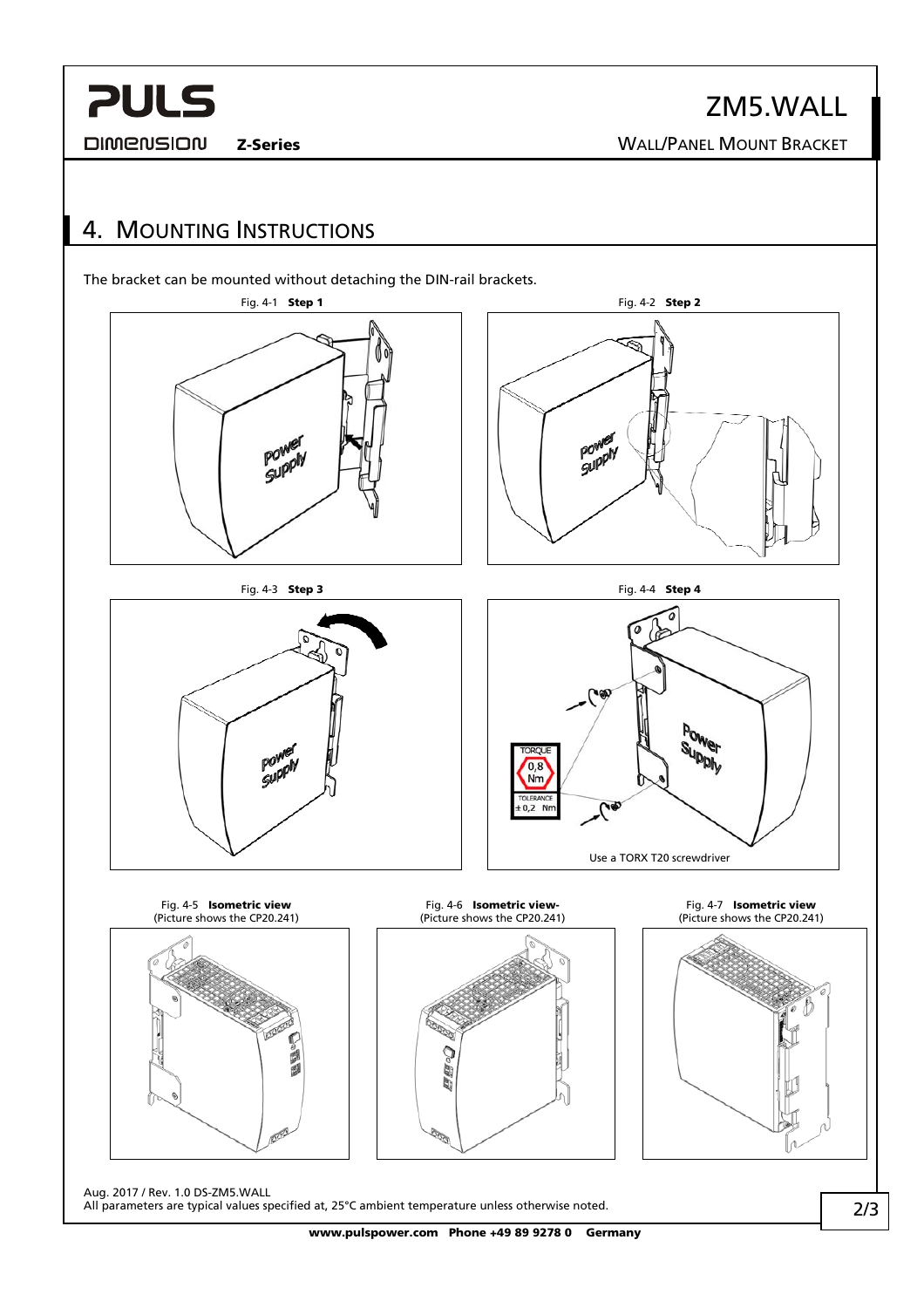# 4. Mounting Instructions

The bracket can be mounted without detaching the DIN-rail brackets.

Fig. 4-1 **Step 1**

Fig. 4-2 **Step 2**

Fig. 4-3 **Step 3**

Fig. 4-4 **Step 4**

TORQUE 0,8 Nm TOLERANCE ±0,2 Nm

Use a TORX T20 screwdriver

Fig. 4-5 **Isometric view** (Picture shows the CP20.241)

Fig. 4-6 **Isometric view-** (Picture shows the CP20.241)

Fig. 4-7 **Isometric view** (Picture shows the CP20.241)

Aug. 2017 / Rev. 1.0 DS-ZM5.WALL
All parameters are typical values specified at, 25°C ambient temperature unless otherwise noted.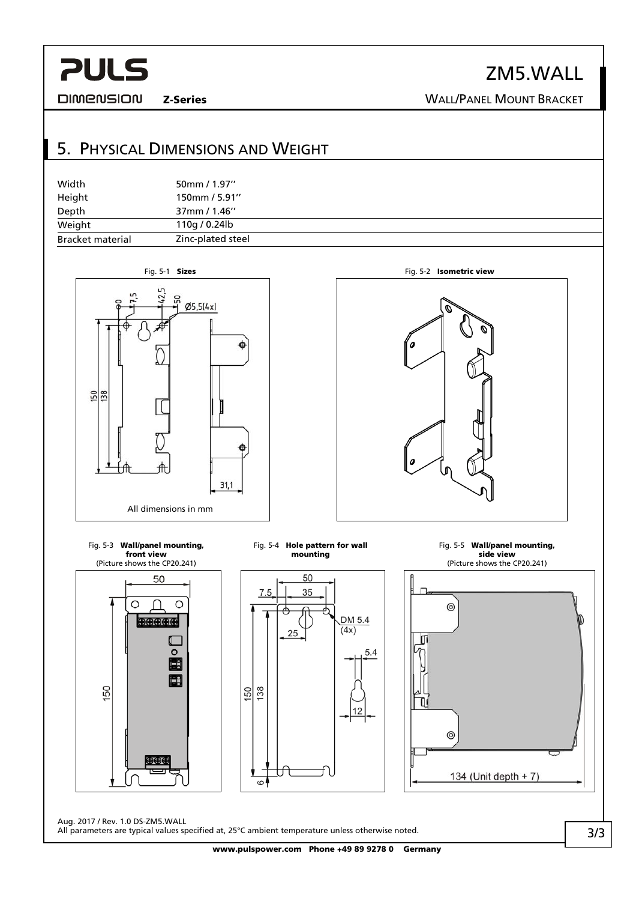## 5. Physical Dimensions and Weight

| | |
|---|---|
| Width | 50mm / 1.97'' |
| Height | 150mm / 5.91'' |
| Depth | 37mm / 1.46'' |
| Weight | 110g / 0.24lb |
| Bracket material | Zinc-plated steel |

Fig. 5-1 **Sizes**

0
7,5
42,5
50
Ø5,5(4x)
150
138
31,1
All dimensions in mm

Fig. 5-2 **Isometric view**

Fig. 5-3 **Wall/panel mounting, front view**
(Picture shows the CP20.241)

50
150

Fig. 5-4 **Hole pattern for wall mounting**

50
7.5
35
DM 5.4 (4x)
25
5.4
150
138
12
6

Fig. 5-5 **Wall/panel mounting, side view**
(Picture shows the CP20.241)

134 (Unit depth + 7)

Aug. 2017 / Rev. 1.0 DS-ZM5.WALL
All parameters are typical values specified at, 25°C ambient temperature unless otherwise noted.